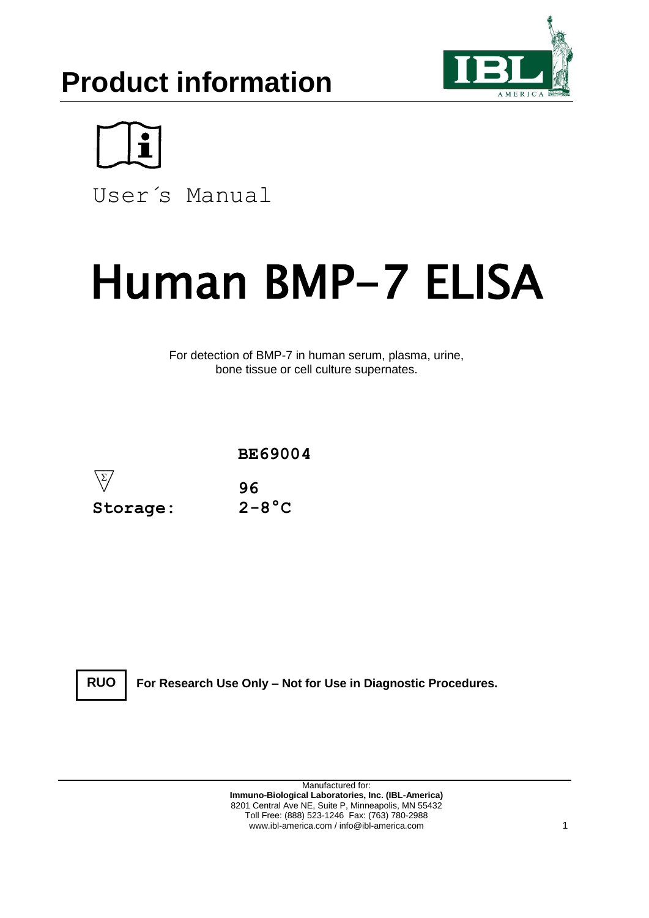# Product information

User´s Manual

# Human BMP-7 ELISA

For detection of BMP-7 in human serum, plasma, urine, bone tissue or cell culture supernates.

**BE69004**

**96**

**Storage: 2-8°C**

**RUO** **For Research Use Only – Not for Use in Diagnostic Procedures.**

Manufactured for:
**Immuno-Biological Laboratories, Inc. (IBL-America)**
8201 Central Ave NE, Suite P, Minneapolis, MN 55432
Toll Free: (888) 523-1246 Fax: (763) 780-2988
www.ibl-america.com / info@ibl-america.com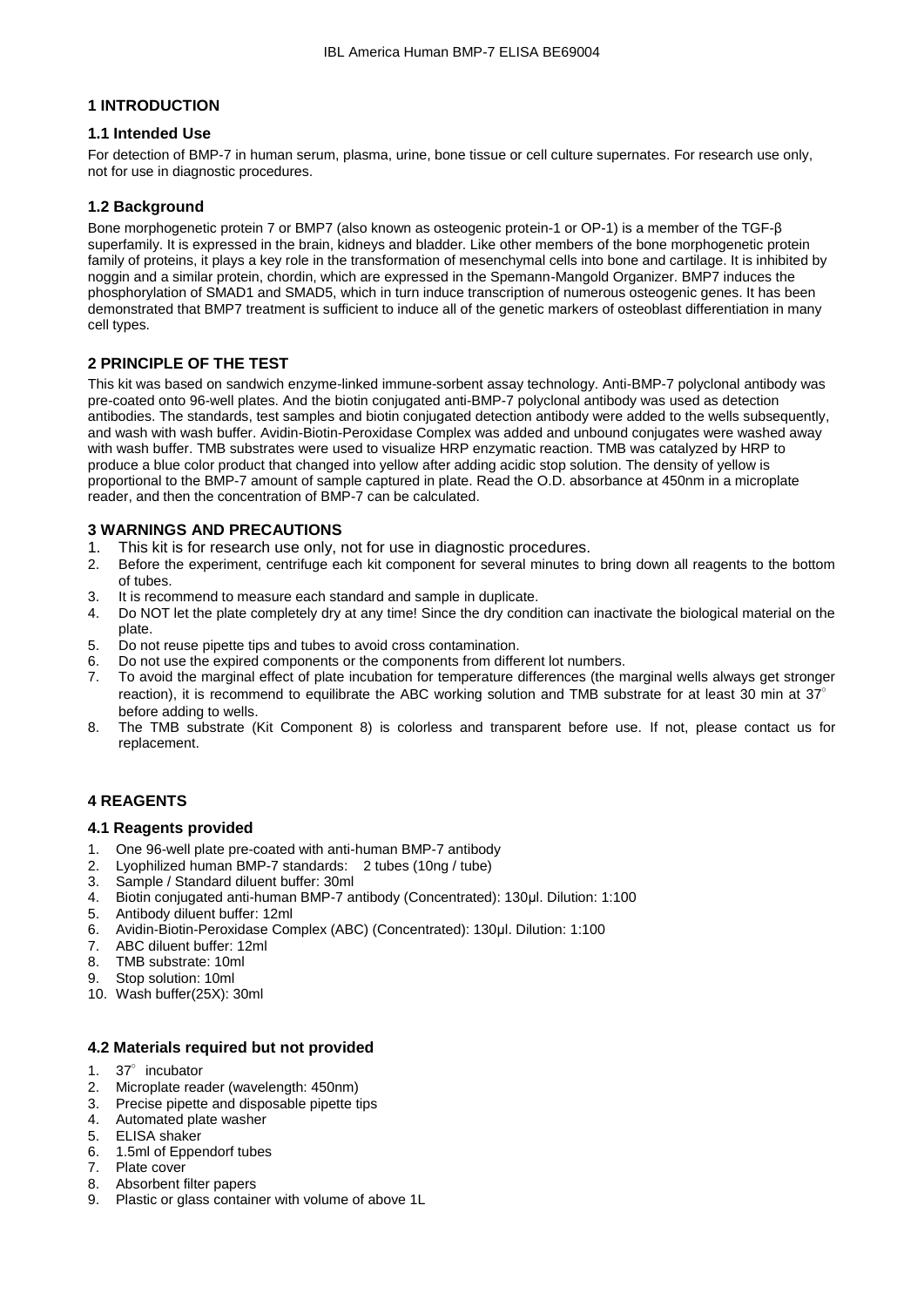## 1 INTRODUCTION

### 1.1 Intended Use

For detection of BMP-7 in human serum, plasma, urine, bone tissue or cell culture supernates. For research use only, not for use in diagnostic procedures.

### 1.2 Background

Bone morphogenetic protein 7 or BMP7 (also known as osteogenic protein-1 or OP-1) is a member of the TGF-β superfamily. It is expressed in the brain, kidneys and bladder. Like other members of the bone morphogenetic protein family of proteins, it plays a key role in the transformation of mesenchymal cells into bone and cartilage. It is inhibited by noggin and a similar protein, chordin, which are expressed in the Spemann-Mangold Organizer. BMP7 induces the phosphorylation of SMAD1 and SMAD5, which in turn induce transcription of numerous osteogenic genes. It has been demonstrated that BMP7 treatment is sufficient to induce all of the genetic markers of osteoblast differentiation in many cell types.

## 2 PRINCIPLE OF THE TEST

This kit was based on sandwich enzyme-linked immune-sorbent assay technology. Anti-BMP-7 polyclonal antibody was pre-coated onto 96-well plates. And the biotin conjugated anti-BMP-7 polyclonal antibody was used as detection antibodies. The standards, test samples and biotin conjugated detection antibody were added to the wells subsequently, and wash with wash buffer. Avidin-Biotin-Peroxidase Complex was added and unbound conjugates were washed away with wash buffer. TMB substrates were used to visualize HRP enzymatic reaction. TMB was catalyzed by HRP to produce a blue color product that changed into yellow after adding acidic stop solution. The density of yellow is proportional to the BMP-7 amount of sample captured in plate. Read the O.D. absorbance at 450nm in a microplate reader, and then the concentration of BMP-7 can be calculated.

## 3 WARNINGS AND PRECAUTIONS

1. This kit is for research use only, not for use in diagnostic procedures.
2. Before the experiment, centrifuge each kit component for several minutes to bring down all reagents to the bottom of tubes.
3. It is recommend to measure each standard and sample in duplicate.
4. Do NOT let the plate completely dry at any time! Since the dry condition can inactivate the biological material on the plate.
5. Do not reuse pipette tips and tubes to avoid cross contamination.
6. Do not use the expired components or the components from different lot numbers.
7. To avoid the marginal effect of plate incubation for temperature differences (the marginal wells always get stronger reaction), it is recommend to equilibrate the ABC working solution and TMB substrate for at least 30 min at 37° before adding to wells.
8. The TMB substrate (Kit Component 8) is colorless and transparent before use. If not, please contact us for replacement.

## 4 REAGENTS

### 4.1 Reagents provided

1. One 96-well plate pre-coated with anti-human BMP-7 antibody
2. Lyophilized human BMP-7 standards: 2 tubes (10ng / tube)
3. Sample / Standard diluent buffer: 30ml
4. Biotin conjugated anti-human BMP-7 antibody (Concentrated): 130µl. Dilution: 1:100
5. Antibody diluent buffer: 12ml
6. Avidin-Biotin-Peroxidase Complex (ABC) (Concentrated): 130µl. Dilution: 1:100
7. ABC diluent buffer: 12ml
8. TMB substrate: 10ml
9. Stop solution: 10ml
10. Wash buffer(25X): 30ml

### 4.2 Materials required but not provided

1. 37° incubator
2. Microplate reader (wavelength: 450nm)
3. Precise pipette and disposable pipette tips
4. Automated plate washer
5. ELISA shaker
6. 1.5ml of Eppendorf tubes
7. Plate cover
8. Absorbent filter papers
9. Plastic or glass container with volume of above 1L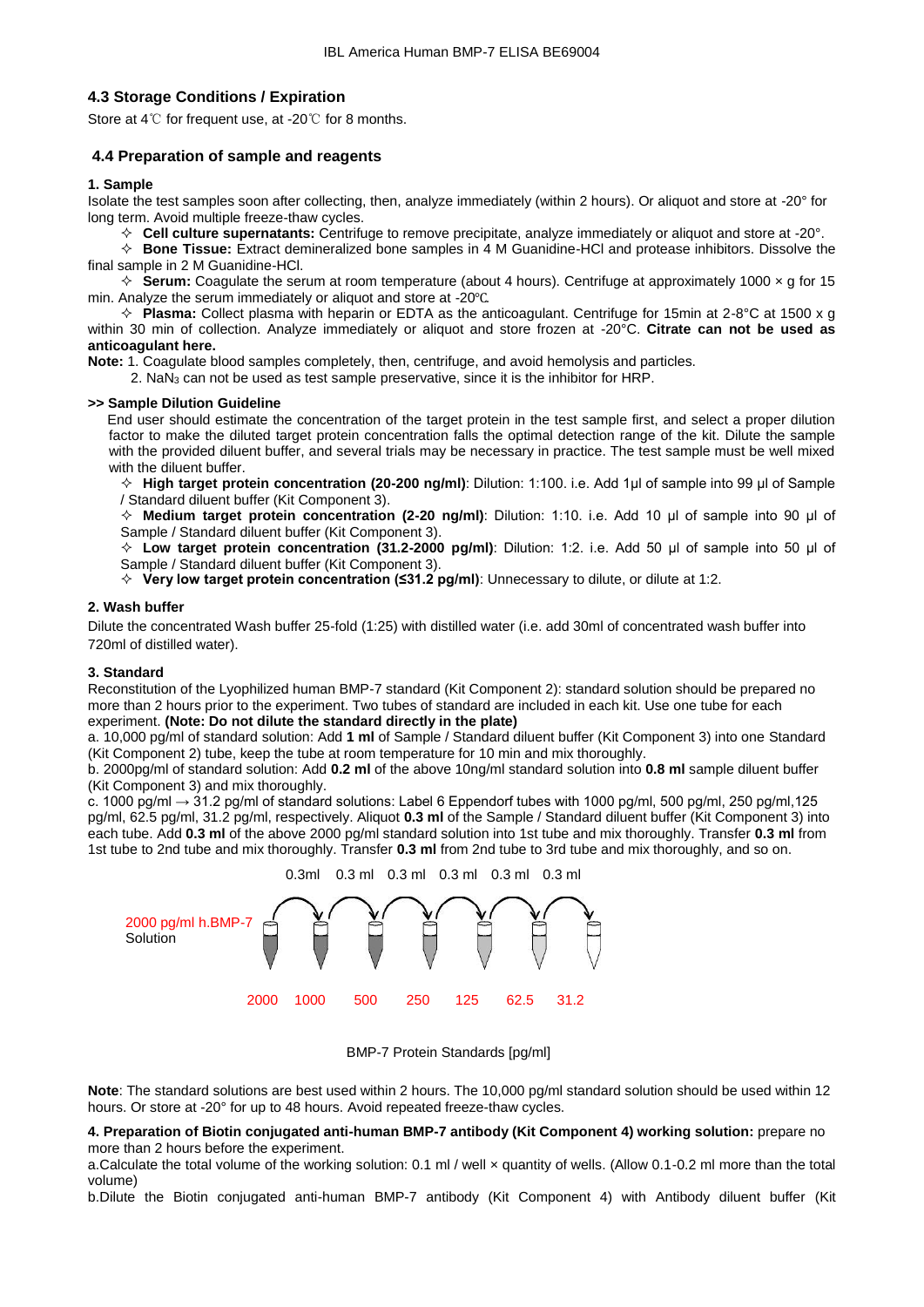### 4.3 Storage Conditions / Expiration

Store at 4℃ for frequent use, at -20℃ for 8 months.

### 4.4 Preparation of sample and reagents

**1. Sample**

Isolate the test samples soon after collecting, then, analyze immediately (within 2 hours). Or aliquot and store at -20° for long term. Avoid multiple freeze-thaw cycles.

✧ **Cell culture supernatants:** Centrifuge to remove precipitate, analyze immediately or aliquot and store at -20°.

✧ **Bone Tissue:** Extract demineralized bone samples in 4 M Guanidine-HCl and protease inhibitors. Dissolve the final sample in 2 M Guanidine-HCl.

✧ **Serum:** Coagulate the serum at room temperature (about 4 hours). Centrifuge at approximately 1000 × g for 15 min. Analyze the serum immediately or aliquot and store at -20℃.

✧ **Plasma:** Collect plasma with heparin or EDTA as the anticoagulant. Centrifuge for 15min at 2-8°C at 1500 x g within 30 min of collection. Analyze immediately or aliquot and store frozen at -20°C. **Citrate can not be used as anticoagulant here.**

**Note:** 1. Coagulate blood samples completely, then, centrifuge, and avoid hemolysis and particles.

2. $NaN_3$ can not be used as test sample preservative, since it is the inhibitor for HRP.

**>> Sample Dilution Guideline**

End user should estimate the concentration of the target protein in the test sample first, and select a proper dilution factor to make the diluted target protein concentration falls the optimal detection range of the kit. Dilute the sample with the provided diluent buffer, and several trials may be necessary in practice. The test sample must be well mixed with the diluent buffer.

✧ **High target protein concentration (20-200 ng/ml)**: Dilution: 1:100. i.e. Add 1µl of sample into 99 µl of Sample / Standard diluent buffer (Kit Component 3).

✧ **Medium target protein concentration (2-20 ng/ml)**: Dilution: 1:10. i.e. Add 10 µl of sample into 90 µl of Sample / Standard diluent buffer (Kit Component 3).

✧ **Low target protein concentration (31.2-2000 pg/ml)**: Dilution: 1:2. i.e. Add 50 µl of sample into 50 µl of Sample / Standard diluent buffer (Kit Component 3).

✧ **Very low target protein concentration (≤31.2 pg/ml)**: Unnecessary to dilute, or dilute at 1:2.

**2. Wash buffer**

Dilute the concentrated Wash buffer 25-fold (1:25) with distilled water (i.e. add 30ml of concentrated wash buffer into 720ml of distilled water).

**3. Standard**

Reconstitution of the Lyophilized human BMP-7 standard (Kit Component 2): standard solution should be prepared no more than 2 hours prior to the experiment. Two tubes of standard are included in each kit. Use one tube for each experiment. **(Note: Do not dilute the standard directly in the plate)**

a. 10,000 pg/ml of standard solution: Add **1 ml** of Sample / Standard diluent buffer (Kit Component 3) into one Standard (Kit Component 2) tube, keep the tube at room temperature for 10 min and mix thoroughly.

b. 2000pg/ml of standard solution: Add **0.2 ml** of the above 10ng/ml standard solution into **0.8 ml** sample diluent buffer (Kit Component 3) and mix thoroughly.

c. 1000 pg/ml → 31.2 pg/ml of standard solutions: Label 6 Eppendorf tubes with 1000 pg/ml, 500 pg/ml, 250 pg/ml,125 pg/ml, 62.5 pg/ml, 31.2 pg/ml, respectively. Aliquot **0.3 ml** of the Sample / Standard diluent buffer (Kit Component 3) into each tube. Add **0.3 ml** of the above 2000 pg/ml standard solution into 1st tube and mix thoroughly. Transfer **0.3 ml** from 1st tube to 2nd tube and mix thoroughly. Transfer **0.3 ml** from 2nd tube to 3rd tube and mix thoroughly, and so on.

0.3ml 0.3 ml 0.3 ml 0.3 ml 0.3 ml 0.3 ml

2000 pg/ml h.BMP-7 Solution

2000 1000 500 250 125 62.5 31.2

BMP-7 Protein Standards [pg/ml]

**Note**: The standard solutions are best used within 2 hours. The 10,000 pg/ml standard solution should be used within 12 hours. Or store at -20° for up to 48 hours. Avoid repeated freeze-thaw cycles.

**4. Preparation of Biotin conjugated anti-human BMP-7 antibody (Kit Component 4) working solution:** prepare no more than 2 hours before the experiment.

a.Calculate the total volume of the working solution: 0.1 ml / well × quantity of wells. (Allow 0.1-0.2 ml more than the total volume)

b.Dilute the Biotin conjugated anti-human BMP-7 antibody (Kit Component 4) with Antibody diluent buffer (Kit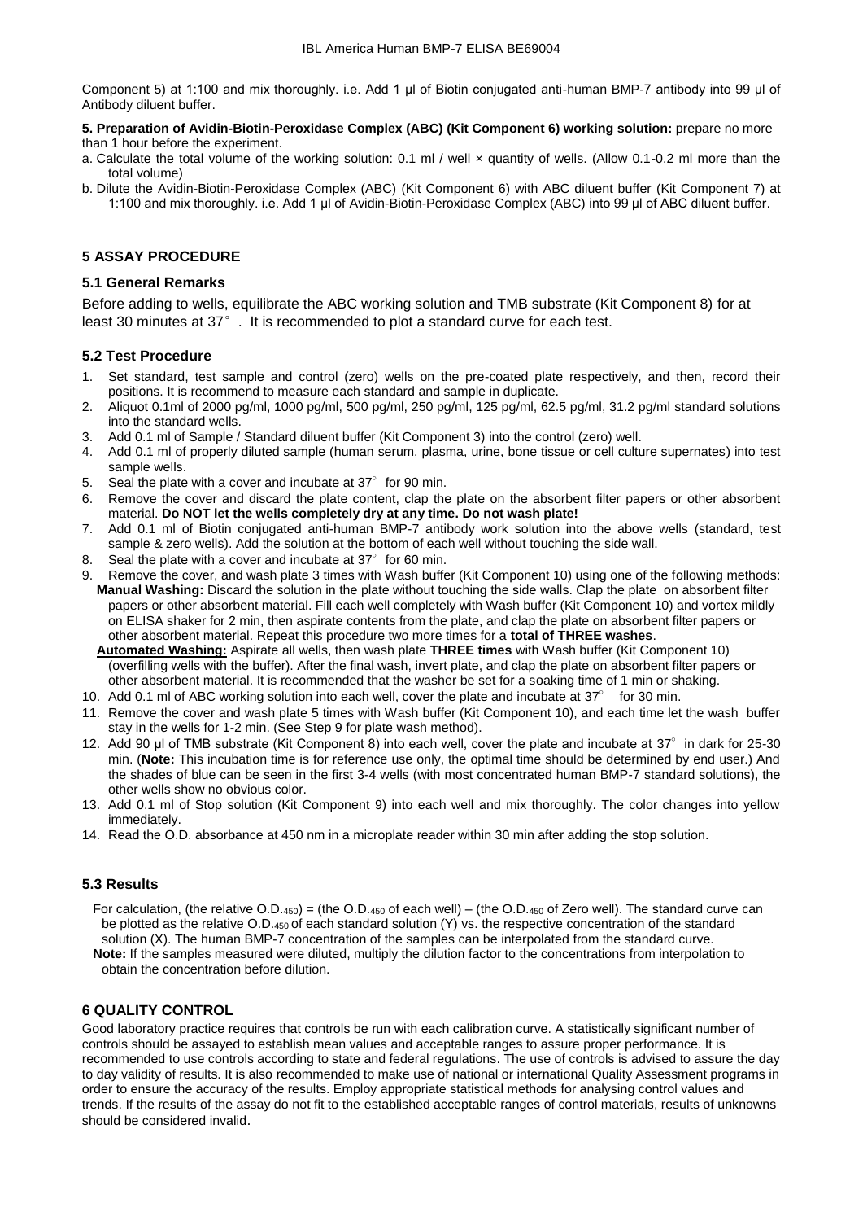Component 5) at 1:100 and mix thoroughly. i.e. Add 1 µl of Biotin conjugated anti-human BMP-7 antibody into 99 µl of Antibody diluent buffer.

**5. Preparation of Avidin-Biotin-Peroxidase Complex (ABC) (Kit Component 6) working solution:** prepare no more than 1 hour before the experiment.

a. Calculate the total volume of the working solution: 0.1 ml / well × quantity of wells. (Allow 0.1-0.2 ml more than the total volume)

b. Dilute the Avidin-Biotin-Peroxidase Complex (ABC) (Kit Component 6) with ABC diluent buffer (Kit Component 7) at 1:100 and mix thoroughly. i.e. Add 1 µl of Avidin-Biotin-Peroxidase Complex (ABC) into 99 µl of ABC diluent buffer.

## 5 ASSAY PROCEDURE

### 5.1 General Remarks

Before adding to wells, equilibrate the ABC working solution and TMB substrate (Kit Component 8) for at least 30 minutes at 37°. It is recommended to plot a standard curve for each test.

### 5.2 Test Procedure

1. Set standard, test sample and control (zero) wells on the pre-coated plate respectively, and then, record their positions. It is recommend to measure each standard and sample in duplicate.
2. Aliquot 0.1ml of 2000 pg/ml, 1000 pg/ml, 500 pg/ml, 250 pg/ml, 125 pg/ml, 62.5 pg/ml, 31.2 pg/ml standard solutions into the standard wells.
3. Add 0.1 ml of Sample / Standard diluent buffer (Kit Component 3) into the control (zero) well.
4. Add 0.1 ml of properly diluted sample (human serum, plasma, urine, bone tissue or cell culture supernates) into test sample wells.
5. Seal the plate with a cover and incubate at 37° for 90 min.
6. Remove the cover and discard the plate content, clap the plate on the absorbent filter papers or other absorbent material. **Do NOT let the wells completely dry at any time. Do not wash plate!**
7. Add 0.1 ml of Biotin conjugated anti-human BMP-7 antibody work solution into the above wells (standard, test sample & zero wells). Add the solution at the bottom of each well without touching the side wall.
8. Seal the plate with a cover and incubate at 37° for 60 min.
9. Remove the cover, and wash plate 3 times with Wash buffer (Kit Component 10) using one of the following methods:
   **Manual Washing:** Discard the solution in the plate without touching the side walls. Clap the plate on absorbent filter papers or other absorbent material. Fill each well completely with Wash buffer (Kit Component 10) and vortex mildly on ELISA shaker for 2 min, then aspirate contents from the plate, and clap the plate on absorbent filter papers or other absorbent material. Repeat this procedure two more times for a **total of THREE washes**.
   **Automated Washing:** Aspirate all wells, then wash plate **THREE times** with Wash buffer (Kit Component 10) (overfilling wells with the buffer). After the final wash, invert plate, and clap the plate on absorbent filter papers or other absorbent material. It is recommended that the washer be set for a soaking time of 1 min or shaking.
10. Add 0.1 ml of ABC working solution into each well, cover the plate and incubate at 37° for 30 min.
11. Remove the cover and wash plate 5 times with Wash buffer (Kit Component 10), and each time let the wash buffer stay in the wells for 1-2 min. (See Step 9 for plate wash method).
12. Add 90 µl of TMB substrate (Kit Component 8) into each well, cover the plate and incubate at 37° in dark for 25-30 min. (**Note:** This incubation time is for reference use only, the optimal time should be determined by end user.) And the shades of blue can be seen in the first 3-4 wells (with most concentrated human BMP-7 standard solutions), the other wells show no obvious color.
13. Add 0.1 ml of Stop solution (Kit Component 9) into each well and mix thoroughly. The color changes into yellow immediately.
14. Read the O.D. absorbance at 450 nm in a microplate reader within 30 min after adding the stop solution.

### 5.3 Results

For calculation, (the relative $O.D._{450}$) = (the $O.D._{450}$ of each well) – (the $O.D._{450}$ of Zero well). The standard curve can be plotted as the relative $O.D._{450}$ of each standard solution (Y) vs. the respective concentration of the standard solution (X). The human BMP-7 concentration of the samples can be interpolated from the standard curve.

**Note:** If the samples measured were diluted, multiply the dilution factor to the concentrations from interpolation to obtain the concentration before dilution.

## 6 QUALITY CONTROL

Good laboratory practice requires that controls be run with each calibration curve. A statistically significant number of controls should be assayed to establish mean values and acceptable ranges to assure proper performance. It is recommended to use controls according to state and federal regulations. The use of controls is advised to assure the day to day validity of results. It is also recommended to make use of national or international Quality Assessment programs in order to ensure the accuracy of the results. Employ appropriate statistical methods for analysing control values and trends. If the results of the assay do not fit to the established acceptable ranges of control materials, results of unknowns should be considered invalid.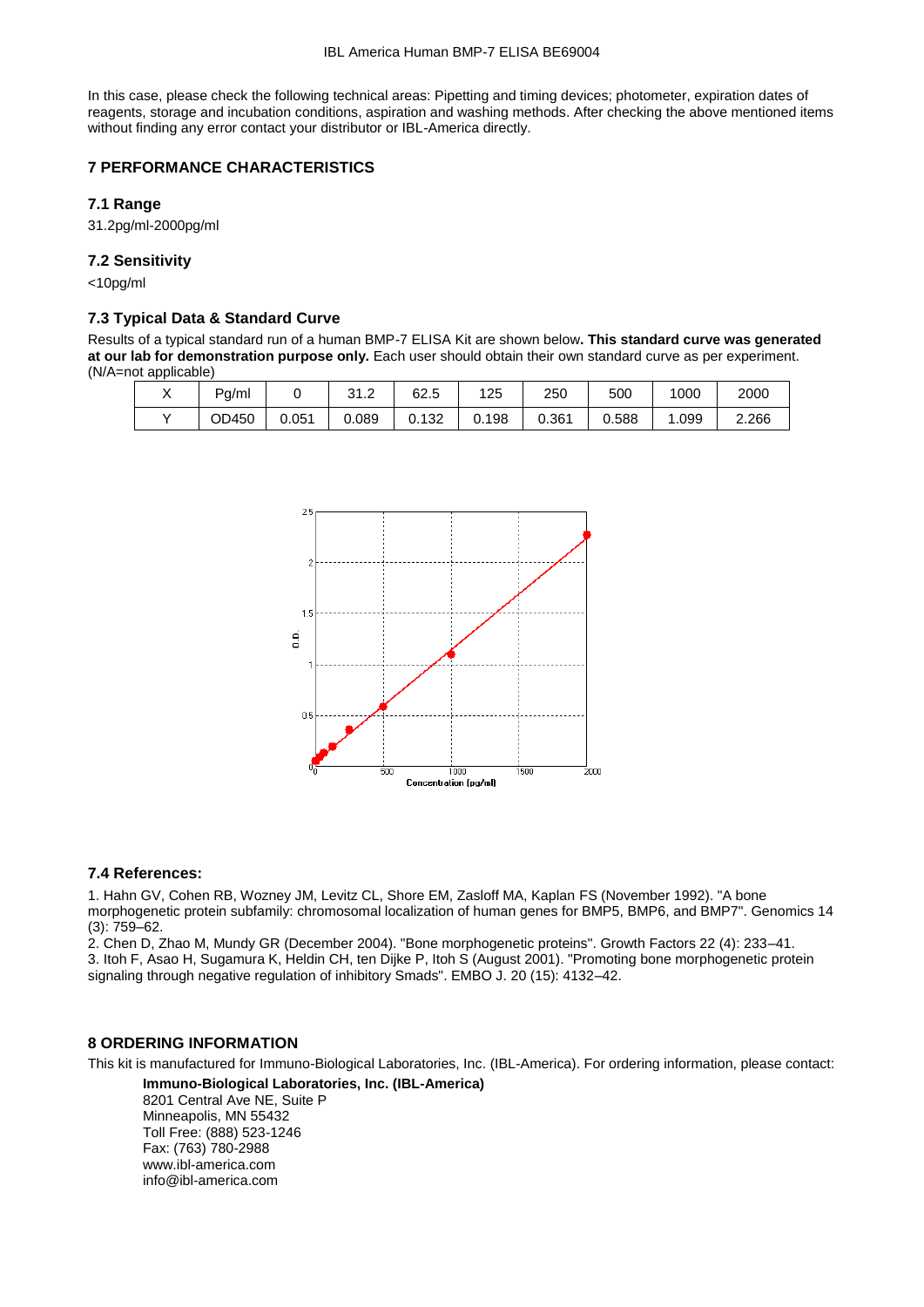In this case, please check the following technical areas: Pipetting and timing devices; photometer, expiration dates of reagents, storage and incubation conditions, aspiration and washing methods. After checking the above mentioned items without finding any error contact your distributor or IBL-America directly.

## 7 PERFORMANCE CHARACTERISTICS

### 7.1 Range

31.2pg/ml-2000pg/ml

### 7.2 Sensitivity

<10pg/ml

### 7.3 Typical Data & Standard Curve

Results of a typical standard run of a human BMP-7 ELISA Kit are shown below**. This standard curve was generated at our lab for demonstration purpose only.** Each user should obtain their own standard curve as per experiment. (N/A=not applicable)

| | | | | | | | | | |
|---|---|---|---|---|---|---|---|---|---|
| X | Pg/ml | 0 | 31.2 | 62.5 | 125 | 250 | 500 | 1000 | 2000 |
| Y | OD450 | 0.051 | 0.089 | 0.132 | 0.198 | 0.361 | 0.588 | 1.099 | 2.266 |

2.5
2
1.5
O.D.
1
0.5
0
0
500
1000
1500
2000
Concentration (pg/ml)

### 7.4 References:

1. Hahn GV, Cohen RB, Wozney JM, Levitz CL, Shore EM, Zasloff MA, Kaplan FS (November 1992). "A bone morphogenetic protein subfamily: chromosomal localization of human genes for BMP5, BMP6, and BMP7". Genomics 14 (3): 759–62.
2. Chen D, Zhao M, Mundy GR (December 2004). "Bone morphogenetic proteins". Growth Factors 22 (4): 233–41.
3. Itoh F, Asao H, Sugamura K, Heldin CH, ten Dijke P, Itoh S (August 2001). "Promoting bone morphogenetic protein signaling through negative regulation of inhibitory Smads". EMBO J. 20 (15): 4132–42.

## 8 ORDERING INFORMATION

This kit is manufactured for Immuno-Biological Laboratories, Inc. (IBL-America). For ordering information, please contact:

**Immuno-Biological Laboratories, Inc. (IBL-America)**
8201 Central Ave NE, Suite P
Minneapolis, MN 55432
Toll Free: (888) 523-1246
Fax: (763) 780-2988
www.ibl-america.com
info@ibl-america.com